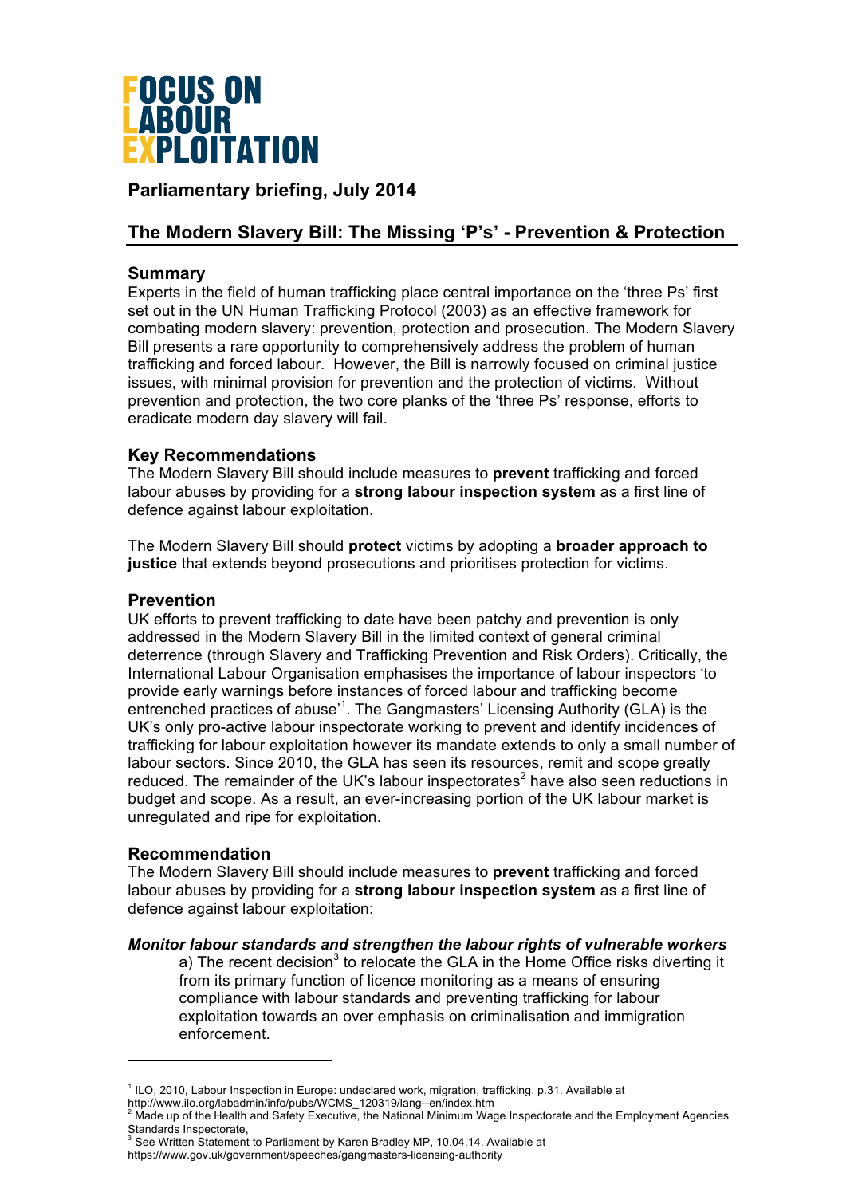# FOCUS ON LABOUR EXPLOITATION

## Parliamentary briefing, July 2014

## The Modern Slavery Bill: The Missing 'P's' - Prevention & Protection

### Summary

Experts in the field of human trafficking place central importance on the 'three Ps' first set out in the UN Human Trafficking Protocol (2003) as an effective framework for combating modern slavery: prevention, protection and prosecution. The Modern Slavery Bill presents a rare opportunity to comprehensively address the problem of human trafficking and forced labour. However, the Bill is narrowly focused on criminal justice issues, with minimal provision for prevention and the protection of victims. Without prevention and protection, the two core planks of the 'three Ps' response, efforts to eradicate modern day slavery will fail.

### Key Recommendations

The Modern Slavery Bill should include measures to **prevent** trafficking and forced labour abuses by providing for a **strong labour inspection system** as a first line of defence against labour exploitation.

The Modern Slavery Bill should **protect** victims by adopting a **broader approach to justice** that extends beyond prosecutions and prioritises protection for victims.

### Prevention

UK efforts to prevent trafficking to date have been patchy and prevention is only addressed in the Modern Slavery Bill in the limited context of general criminal deterrence (through Slavery and Trafficking Prevention and Risk Orders). Critically, the International Labour Organisation emphasises the importance of labour inspectors 'to provide early warnings before instances of forced labour and trafficking become entrenched practices of abuse'[1]. The Gangmasters' Licensing Authority (GLA) is the UK's only pro-active labour inspectorate working to prevent and identify incidences of trafficking for labour exploitation however its mandate extends to only a small number of labour sectors. Since 2010, the GLA has seen its resources, remit and scope greatly reduced. The remainder of the UK's labour inspectorates[2] have also seen reductions in budget and scope. As a result, an ever-increasing portion of the UK labour market is unregulated and ripe for exploitation.

### Recommendation

The Modern Slavery Bill should include measures to **prevent** trafficking and forced labour abuses by providing for a **strong labour inspection system** as a first line of defence against labour exploitation:

***Monitor labour standards and strengthen the labour rights of vulnerable workers***

a) The recent decision[3] to relocate the GLA in the Home Office risks diverting it from its primary function of licence monitoring as a means of ensuring compliance with labour standards and preventing trafficking for labour exploitation towards an over emphasis on criminalisation and immigration enforcement.

---

[1] ILO, 2010, Labour Inspection in Europe: undeclared work, migration, trafficking. p.31. Available at http://www.ilo.org/labadmin/info/pubs/WCMS_120319/lang--en/index.htm

[2] Made up of the Health and Safety Executive, the National Minimum Wage Inspectorate and the Employment Agencies Standards Inspectorate,

[3] See Written Statement to Parliament by Karen Bradley MP, 10.04.14. Available at https://www.gov.uk/government/speeches/gangmasters-licensing-authority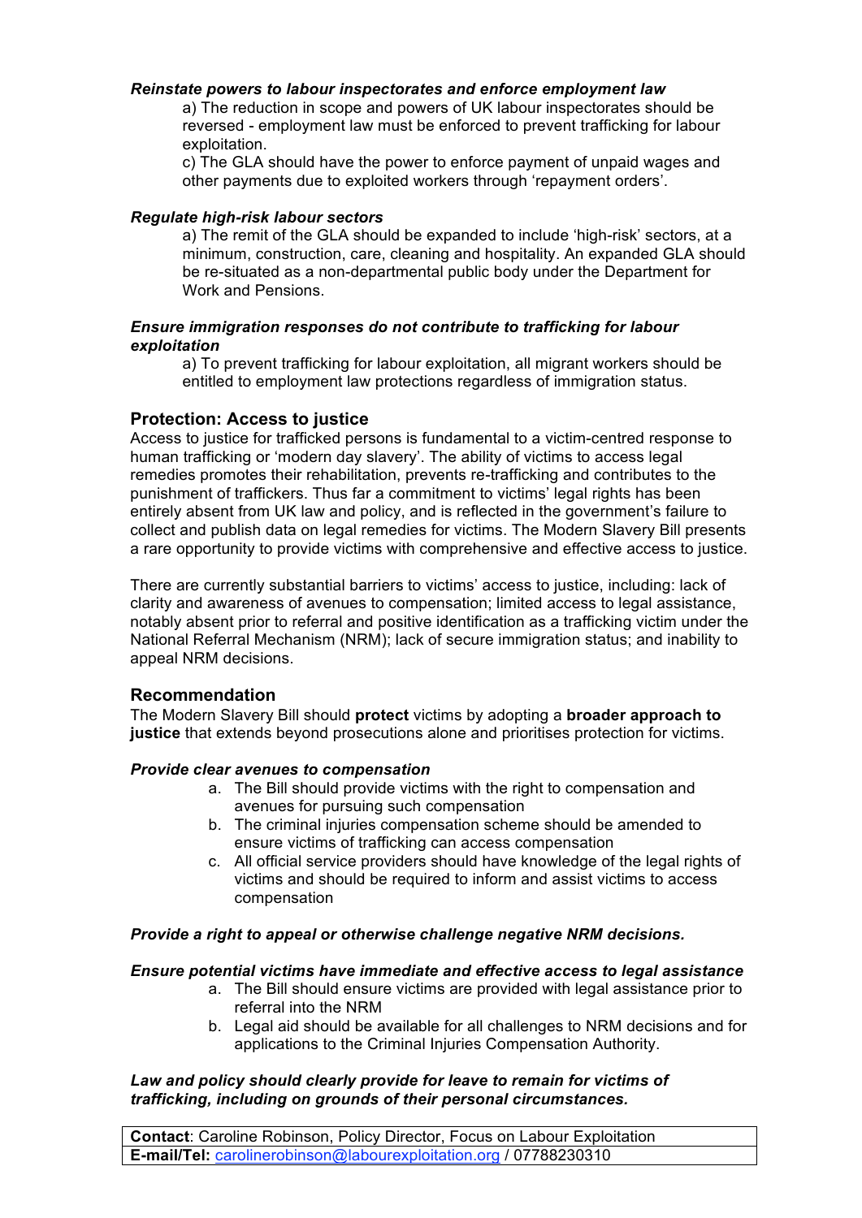***Reinstate powers to labour inspectorates and enforce employment law***

a) The reduction in scope and powers of UK labour inspectorates should be reversed - employment law must be enforced to prevent trafficking for labour exploitation.

c) The GLA should have the power to enforce payment of unpaid wages and other payments due to exploited workers through 'repayment orders'.

***Regulate high-risk labour sectors***

a) The remit of the GLA should be expanded to include 'high-risk' sectors, at a minimum, construction, care, cleaning and hospitality. An expanded GLA should be re-situated as a non-departmental public body under the Department for Work and Pensions.

***Ensure immigration responses do not contribute to trafficking for labour exploitation***

a) To prevent trafficking for labour exploitation, all migrant workers should be entitled to employment law protections regardless of immigration status.

## Protection: Access to justice

Access to justice for trafficked persons is fundamental to a victim-centred response to human trafficking or 'modern day slavery'. The ability of victims to access legal remedies promotes their rehabilitation, prevents re-trafficking and contributes to the punishment of traffickers. Thus far a commitment to victims' legal rights has been entirely absent from UK law and policy, and is reflected in the government's failure to collect and publish data on legal remedies for victims. The Modern Slavery Bill presents a rare opportunity to provide victims with comprehensive and effective access to justice.

There are currently substantial barriers to victims' access to justice, including: lack of clarity and awareness of avenues to compensation; limited access to legal assistance, notably absent prior to referral and positive identification as a trafficking victim under the National Referral Mechanism (NRM); lack of secure immigration status; and inability to appeal NRM decisions.

## Recommendation

The Modern Slavery Bill should **protect** victims by adopting a **broader approach to justice** that extends beyond prosecutions alone and prioritises protection for victims.

***Provide clear avenues to compensation***

a. The Bill should provide victims with the right to compensation and avenues for pursuing such compensation
b. The criminal injuries compensation scheme should be amended to ensure victims of trafficking can access compensation
c. All official service providers should have knowledge of the legal rights of victims and should be required to inform and assist victims to access compensation

***Provide a right to appeal or otherwise challenge negative NRM decisions.***

***Ensure potential victims have immediate and effective access to legal assistance***

a. The Bill should ensure victims are provided with legal assistance prior to referral into the NRM
b. Legal aid should be available for all challenges to NRM decisions and for applications to the Criminal Injuries Compensation Authority.

***Law and policy should clearly provide for leave to remain for victims of trafficking, including on grounds of their personal circumstances.***

| |
|---|
| **Contact**: Caroline Robinson, Policy Director, Focus on Labour Exploitation |
| **E-mail/Tel:** carolinerobinson@labourexploitation.org / 07788230310 |